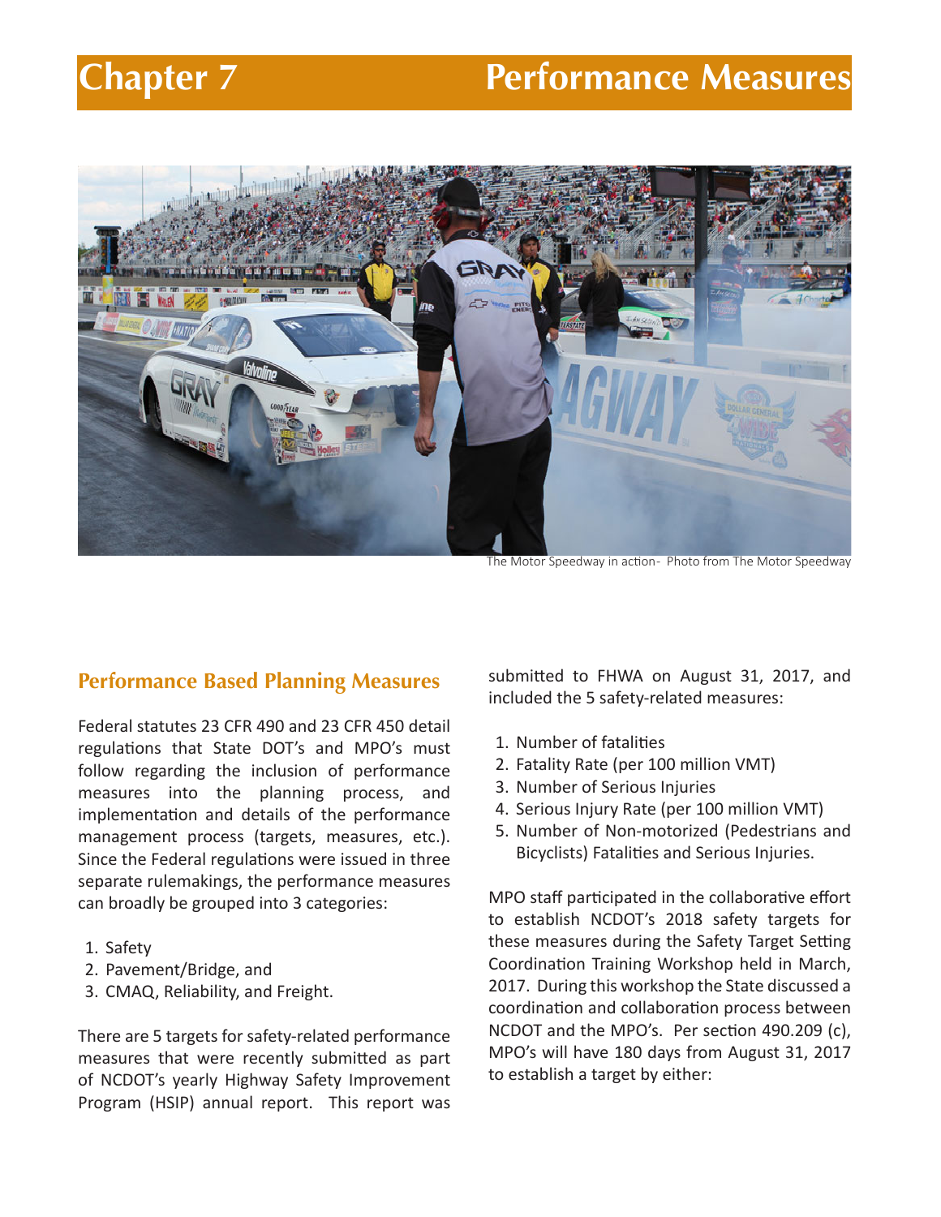# Chapter 7 Performance Measures

The Motor Speedway in action- Photo from The Motor Speedway

## Performance Based Planning Measures

Federal statutes 23 CFR 490 and 23 CFR 450 detail regulations that State DOT's and MPO's must follow regarding the inclusion of performance measures into the planning process, and implementation and details of the performance management process (targets, measures, etc.). Since the Federal regulations were issued in three separate rulemakings, the performance measures can broadly be grouped into 3 categories:

1. Safety
2. Pavement/Bridge, and
3. CMAQ, Reliability, and Freight.

There are 5 targets for safety-related performance measures that were recently submitted as part of NCDOT's yearly Highway Safety Improvement Program (HSIP) annual report. This report was submitted to FHWA on August 31, 2017, and included the 5 safety-related measures:

1. Number of fatalities
2. Fatality Rate (per 100 million VMT)
3. Number of Serious Injuries
4. Serious Injury Rate (per 100 million VMT)
5. Number of Non-motorized (Pedestrians and Bicyclists) Fatalities and Serious Injuries.

MPO staff participated in the collaborative effort to establish NCDOT's 2018 safety targets for these measures during the Safety Target Setting Coordination Training Workshop held in March, 2017. During this workshop the State discussed a coordination and collaboration process between NCDOT and the MPO's. Per section 490.209 (c), MPO's will have 180 days from August 31, 2017 to establish a target by either: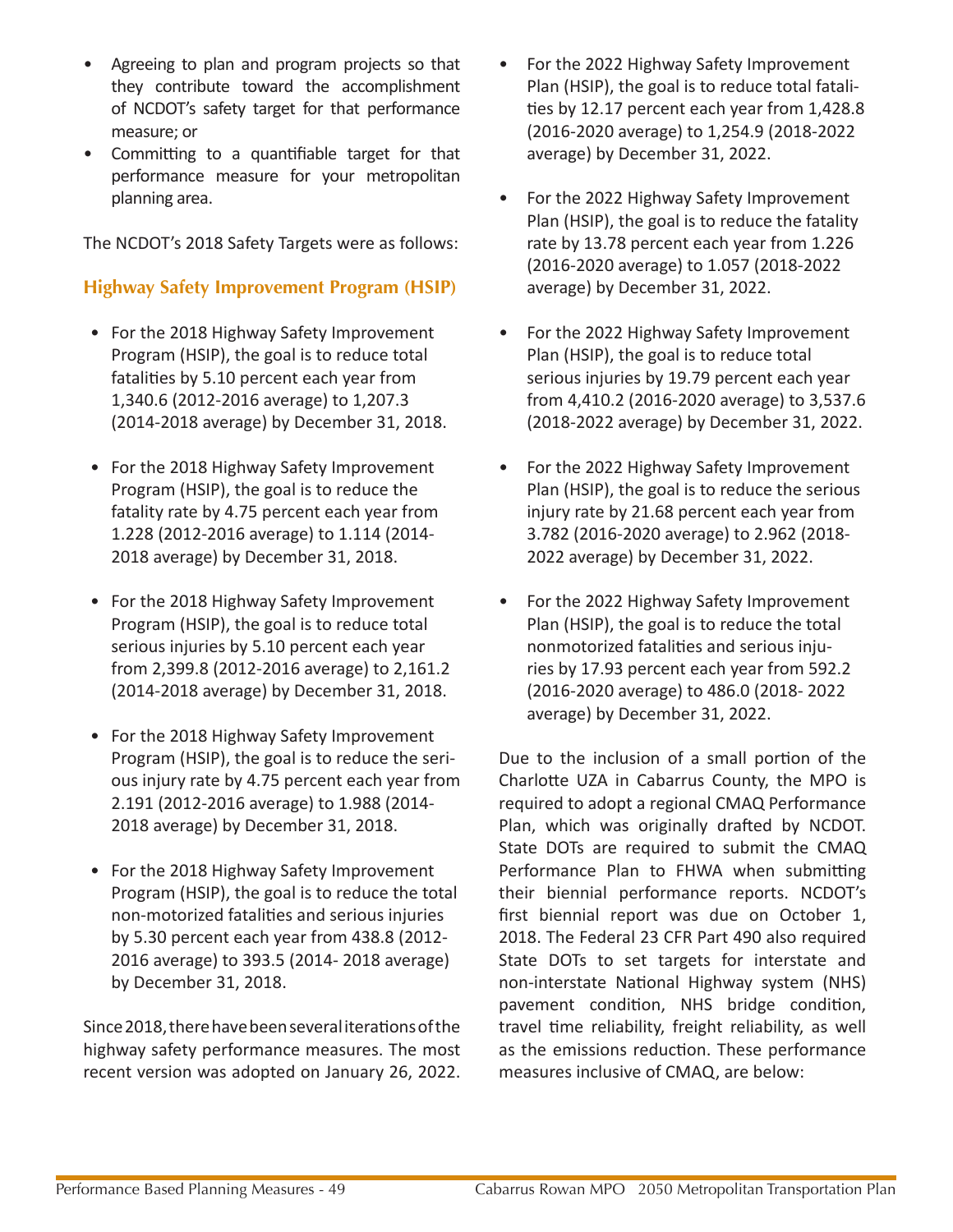- Agreeing to plan and program projects so that they contribute toward the accomplishment of NCDOT's safety target for that performance measure; or
- Committing to a quantifiable target for that performance measure for your metropolitan planning area.

The NCDOT's 2018 Safety Targets were as follows:

### Highway Safety Improvement Program (HSIP)

- For the 2018 Highway Safety Improvement Program (HSIP), the goal is to reduce total fatalities by 5.10 percent each year from 1,340.6 (2012-2016 average) to 1,207.3 (2014-2018 average) by December 31, 2018.
- For the 2018 Highway Safety Improvement Program (HSIP), the goal is to reduce the fatality rate by 4.75 percent each year from 1.228 (2012-2016 average) to 1.114 (2014-2018 average) by December 31, 2018.
- For the 2018 Highway Safety Improvement Program (HSIP), the goal is to reduce total serious injuries by 5.10 percent each year from 2,399.8 (2012-2016 average) to 2,161.2 (2014-2018 average) by December 31, 2018.
- For the 2018 Highway Safety Improvement Program (HSIP), the goal is to reduce the serious injury rate by 4.75 percent each year from 2.191 (2012-2016 average) to 1.988 (2014-2018 average) by December 31, 2018.
- For the 2018 Highway Safety Improvement Program (HSIP), the goal is to reduce the total non-motorized fatalities and serious injuries by 5.30 percent each year from 438.8 (2012-2016 average) to 393.5 (2014- 2018 average) by December 31, 2018.

Since 2018, there have been several iterations of the highway safety performance measures. The most recent version was adopted on January 26, 2022.

- For the 2022 Highway Safety Improvement Plan (HSIP), the goal is to reduce total fatalities by 12.17 percent each year from 1,428.8 (2016-2020 average) to 1,254.9 (2018-2022 average) by December 31, 2022.
- For the 2022 Highway Safety Improvement Plan (HSIP), the goal is to reduce the fatality rate by 13.78 percent each year from 1.226 (2016-2020 average) to 1.057 (2018-2022 average) by December 31, 2022.
- For the 2022 Highway Safety Improvement Plan (HSIP), the goal is to reduce total serious injuries by 19.79 percent each year from 4,410.2 (2016-2020 average) to 3,537.6 (2018-2022 average) by December 31, 2022.
- For the 2022 Highway Safety Improvement Plan (HSIP), the goal is to reduce the serious injury rate by 21.68 percent each year from 3.782 (2016-2020 average) to 2.962 (2018-2022 average) by December 31, 2022.
- For the 2022 Highway Safety Improvement Plan (HSIP), the goal is to reduce the total nonmotorized fatalities and serious injuries by 17.93 percent each year from 592.2 (2016-2020 average) to 486.0 (2018- 2022 average) by December 31, 2022.

Due to the inclusion of a small portion of the Charlotte UZA in Cabarrus County, the MPO is required to adopt a regional CMAQ Performance Plan, which was originally drafted by NCDOT. State DOTs are required to submit the CMAQ Performance Plan to FHWA when submitting their biennial performance reports. NCDOT's first biennial report was due on October 1, 2018. The Federal 23 CFR Part 490 also required State DOTs to set targets for interstate and non-interstate National Highway system (NHS) pavement condition, NHS bridge condition, travel time reliability, freight reliability, as well as the emissions reduction. These performance measures inclusive of CMAQ, are below: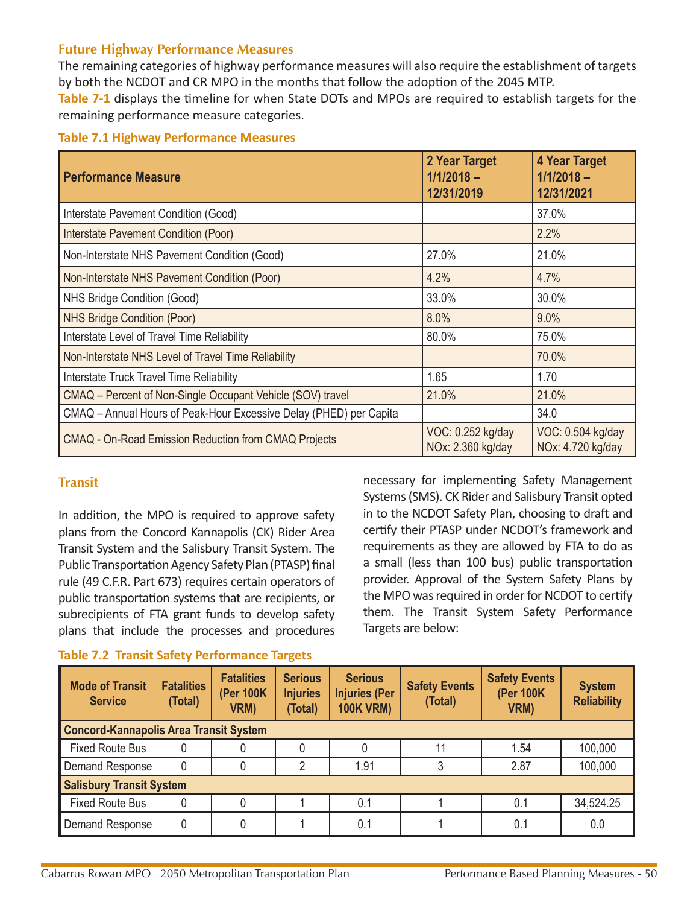### Future Highway Performance Measures

The remaining categories of highway performance measures will also require the establishment of targets by both the NCDOT and CR MPO in the months that follow the adoption of the 2045 MTP.

**Table 7-1** displays the timeline for when State DOTs and MPOs are required to establish targets for the remaining performance measure categories.

**Table 7.1 Highway Performance Measures**

| Performance Measure | 2 Year Target 1/1/2018 – 12/31/2019 | 4 Year Target 1/1/2018 – 12/31/2021 |
|---|---|---|
| Interstate Pavement Condition (Good) | | 37.0% |
| Interstate Pavement Condition (Poor) | | 2.2% |
| Non-Interstate NHS Pavement Condition (Good) | 27.0% | 21.0% |
| Non-Interstate NHS Pavement Condition (Poor) | 4.2% | 4.7% |
| NHS Bridge Condition (Good) | 33.0% | 30.0% |
| NHS Bridge Condition (Poor) | 8.0% | 9.0% |
| Interstate Level of Travel Time Reliability | 80.0% | 75.0% |
| Non-Interstate NHS Level of Travel Time Reliability | | 70.0% |
| Interstate Truck Travel Time Reliability | 1.65 | 1.70 |
| CMAQ – Percent of Non-Single Occupant Vehicle (SOV) travel | 21.0% | 21.0% |
| CMAQ – Annual Hours of Peak-Hour Excessive Delay (PHED) per Capita | | 34.0 |
| CMAQ - On-Road Emission Reduction from CMAQ Projects | VOC: 0.252 kg/day NOx: 2.360 kg/day | VOC: 0.504 kg/day NOx: 4.720 kg/day |

### Transit

In addition, the MPO is required to approve safety plans from the Concord Kannapolis (CK) Rider Area Transit System and the Salisbury Transit System. The Public Transportation Agency Safety Plan (PTASP) final rule (49 C.F.R. Part 673) requires certain operators of public transportation systems that are recipients, or subrecipients of FTA grant funds to develop safety plans that include the processes and procedures necessary for implementing Safety Management Systems (SMS). CK Rider and Salisbury Transit opted in to the NCDOT Safety Plan, choosing to draft and certify their PTASP under NCDOT's framework and requirements as they are allowed by FTA to do as a small (less than 100 bus) public transportation provider. Approval of the System Safety Plans by the MPO was required in order for NCDOT to certify them. The Transit System Safety Performance Targets are below:

**Table 7.2 Transit Safety Performance Targets**

| Mode of Transit Service | Fatalities (Total) | Fatalities (Per 100K VRM) | Serious Injuries (Total) | Serious Injuries (Per 100K VRM) | Safety Events (Total) | Safety Events (Per 100K VRM) | System Reliability |
|---|---|---|---|---|---|---|---|
| **Concord-Kannapolis Area Transit System** | | | | | | | |
| Fixed Route Bus | 0 | 0 | 0 | 0 | 11 | 1.54 | 100,000 |
| Demand Response | 0 | 0 | 2 | 1.91 | 3 | 2.87 | 100,000 |
| **Salisbury Transit System** | | | | | | | |
| Fixed Route Bus | 0 | 0 | 1 | 0.1 | 1 | 0.1 | 34,524.25 |
| Demand Response | 0 | 0 | 1 | 0.1 | 1 | 0.1 | 0.0 |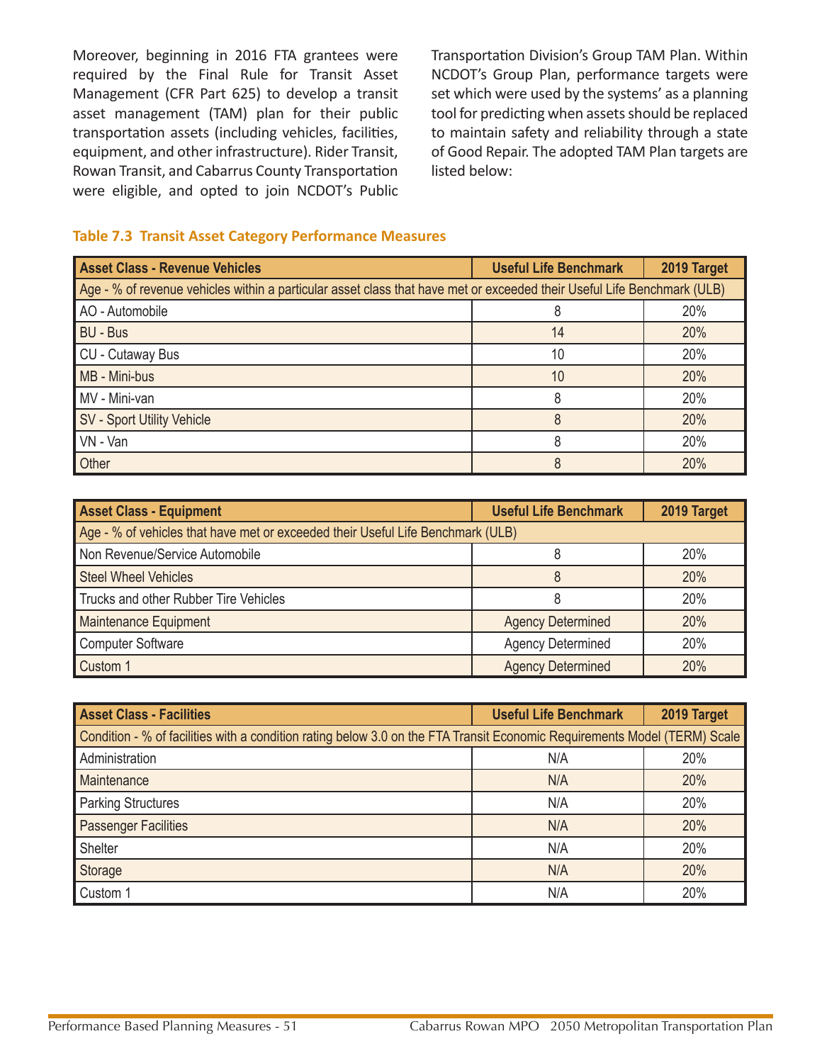Moreover, beginning in 2016 FTA grantees were required by the Final Rule for Transit Asset Management (CFR Part 625) to develop a transit asset management (TAM) plan for their public transportation assets (including vehicles, facilities, equipment, and other infrastructure). Rider Transit, Rowan Transit, and Cabarrus County Transportation were eligible, and opted to join NCDOT's Public Transportation Division's Group TAM Plan. Within NCDOT's Group Plan, performance targets were set which were used by the systems' as a planning tool for predicting when assets should be replaced to maintain safety and reliability through a state of Good Repair. The adopted TAM Plan targets are listed below:

**Table 7.3 Transit Asset Category Performance Measures**

| Asset Class - Revenue Vehicles | Useful Life Benchmark | 2019 Target |
|---|---|---|
| Age - % of revenue vehicles within a particular asset class that have met or exceeded their Useful Life Benchmark (ULB) | | |
| AO - Automobile | 8 | 20% |
| BU - Bus | 14 | 20% |
| CU - Cutaway Bus | 10 | 20% |
| MB - Mini-bus | 10 | 20% |
| MV - Mini-van | 8 | 20% |
| SV - Sport Utility Vehicle | 8 | 20% |
| VN - Van | 8 | 20% |
| Other | 8 | 20% |

| Asset Class - Equipment | Useful Life Benchmark | 2019 Target |
|---|---|---|
| Age - % of vehicles that have met or exceeded their Useful Life Benchmark (ULB) | | |
| Non Revenue/Service Automobile | 8 | 20% |
| Steel Wheel Vehicles | 8 | 20% |
| Trucks and other Rubber Tire Vehicles | 8 | 20% |
| Maintenance Equipment | Agency Determined | 20% |
| Computer Software | Agency Determined | 20% |
| Custom 1 | Agency Determined | 20% |

| Asset Class - Facilities | Useful Life Benchmark | 2019 Target |
|---|---|---|
| Condition - % of facilities with a condition rating below 3.0 on the FTA Transit Economic Requirements Model (TERM) Scale | | |
| Administration | N/A | 20% |
| Maintenance | N/A | 20% |
| Parking Structures | N/A | 20% |
| Passenger Facilities | N/A | 20% |
| Shelter | N/A | 20% |
| Storage | N/A | 20% |
| Custom 1 | N/A | 20% |